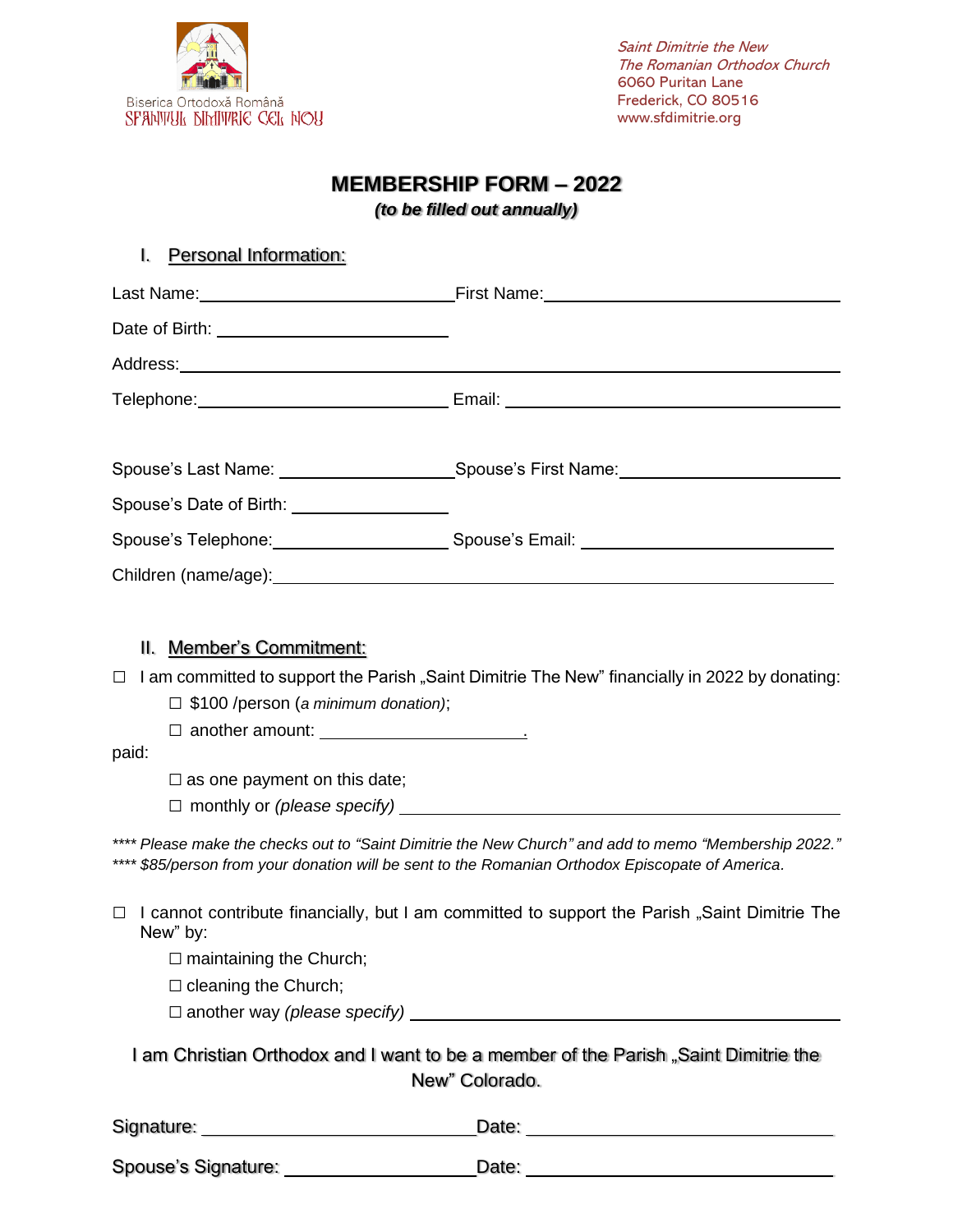Biserica Ortodoxă Română
SFÂNTUL DIMITRIE CEL NOU

*Saint Dimitrie the New*
*The Romanian Orthodox Church*
6060 Puritan Lane
Frederick, CO 80516
www.sfdimitrie.org

# MEMBERSHIP FORM – 2022

***(to be filled out annually)***

## I. Personal Information:

Last Name: ______________________ First Name: ______________________

Date of Birth: ______________________

Address: ______________________________________________

Telephone: ______________________ Email: ______________________

Spouse's Last Name: ______________________ Spouse's First Name: ______________________

Spouse's Date of Birth: ______________________

Spouse's Telephone: ______________________ Spouse's Email: ______________________

Children (name/age): ______________________________________________

## II. Member's Commitment:

☐ I am committed to support the Parish „Saint Dimitrie The New" financially in 2022 by donating:

- ☐ $100 /person (*a minimum donation)*;
- ☐ another amount: ______________________.

paid:

- ☐ as one payment on this date;
- ☐ monthly or *(please specify)* ______________________

*\*\*\*\* Please make the checks out to "Saint Dimitrie the New Church" and add to memo "Membership 2022."*
*\*\*\*\* $85/person from your donation will be sent to the Romanian Orthodox Episcopate of America.*

☐ I cannot contribute financially, but I am committed to support the Parish „Saint Dimitrie The New" by:

- ☐ maintaining the Church;
- ☐ cleaning the Church;
- ☐ another way *(please specify)* ______________________

I am Christian Orthodox and I want to be a member of the Parish „Saint Dimitrie the New" Colorado.

Signature: ______________________ Date: ______________________

Spouse's Signature: ______________________ Date: ______________________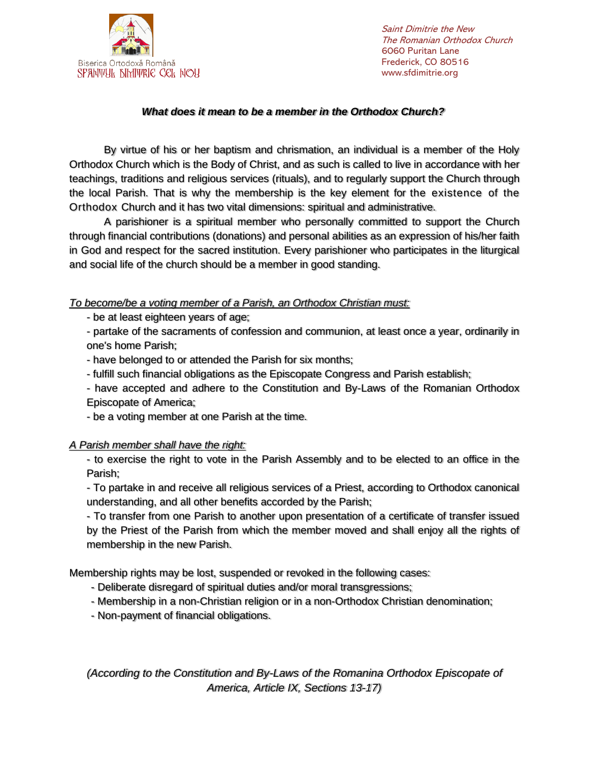Biserica Ortodoxă Română
SFÂNTUL DIMITRIE CEL NOU

*Saint Dimitrie the New*
*The Romanian Orthodox Church*
6060 Puritan Lane
Frederick, CO 80516
www.sfdimitrie.org

## ***What does it mean to be a member in the Orthodox Church?***

By virtue of his or her baptism and chrismation, an individual is a member of the Holy Orthodox Church which is the Body of Christ, and as such is called to live in accordance with her teachings, traditions and religious services (rituals), and to regularly support the Church through the local Parish. That is why the membership is the key element for the existence of the Orthodox Church and it has two vital dimensions: spiritual and administrative.

A parishioner is a spiritual member who personally committed to support the Church through financial contributions (donations) and personal abilities as an expression of his/her faith in God and respect for the sacred institution. Every parishioner who participates in the liturgical and social life of the church should be a member in good standing.

*To become/be a voting member of a Parish, an Orthodox Christian must:*

- be at least eighteen years of age;
- partake of the sacraments of confession and communion, at least once a year, ordinarily in one's home Parish;
- have belonged to or attended the Parish for six months;
- fulfill such financial obligations as the Episcopate Congress and Parish establish;
- have accepted and adhere to the Constitution and By-Laws of the Romanian Orthodox Episcopate of America;
- be a voting member at one Parish at the time.

*A Parish member shall have the right:*

- to exercise the right to vote in the Parish Assembly and to be elected to an office in the Parish;
- To partake in and receive all religious services of a Priest, according to Orthodox canonical understanding, and all other benefits accorded by the Parish;
- To transfer from one Parish to another upon presentation of a certificate of transfer issued by the Priest of the Parish from which the member moved and shall enjoy all the rights of membership in the new Parish.

Membership rights may be lost, suspended or revoked in the following cases:

- Deliberate disregard of spiritual duties and/or moral transgressions;
- Membership in a non-Christian religion or in a non-Orthodox Christian denomination;
- Non-payment of financial obligations.

*(According to the Constitution and By-Laws of the Romanina Orthodox Episcopate of America, Article IX, Sections 13-17)*